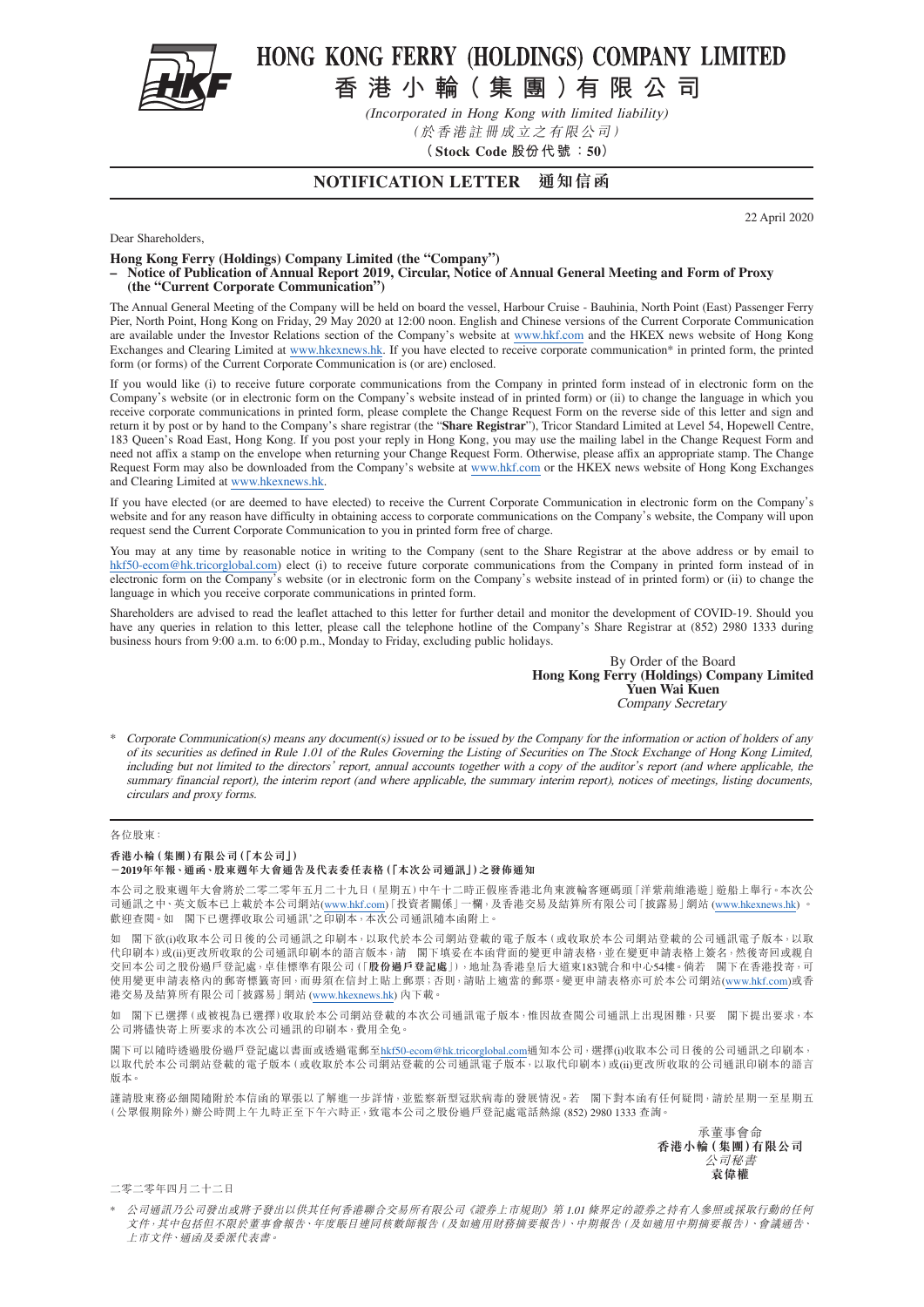# HONG KONG FERRY (HOLDINGS) COMPANY LIMITED
# 香港小輪（集團）有限公司

*(Incorporated in Hong Kong with limited liability)*
*（於香港註冊成立之有限公司）*
**（Stock Code 股份代號：50）**

## NOTIFICATION LETTER 通知信函

22 April 2020

Dear Shareholders,

**Hong Kong Ferry (Holdings) Company Limited (the "Company")**
**– Notice of Publication of Annual Report 2019, Circular, Notice of Annual General Meeting and Form of Proxy (the "Current Corporate Communication")**

The Annual General Meeting of the Company will be held on board the vessel, Harbour Cruise - Bauhinia, North Point (East) Passenger Ferry Pier, North Point, Hong Kong on Friday, 29 May 2020 at 12:00 noon. English and Chinese versions of the Current Corporate Communication are available under the Investor Relations section of the Company's website at www.hkf.com and the HKEX news website of Hong Kong Exchanges and Clearing Limited at www.hkexnews.hk. If you have elected to receive corporate communication* in printed form, the printed form (or forms) of the Current Corporate Communication is (or are) enclosed.

If you would like (i) to receive future corporate communications from the Company in printed form instead of in electronic form on the Company's website (or in electronic form on the Company's website instead of in printed form) or (ii) to change the language in which you receive corporate communications in printed form, please complete the Change Request Form on the reverse side of this letter and sign and return it by post or by hand to the Company's share registrar (the "**Share Registrar**"), Tricor Standard Limited at Level 54, Hopewell Centre, 183 Queen's Road East, Hong Kong. If you post your reply in Hong Kong, you may use the mailing label in the Change Request Form and need not affix a stamp on the envelope when returning your Change Request Form. Otherwise, please affix an appropriate stamp. The Change Request Form may also be downloaded from the Company's website at www.hkf.com or the HKEX news website of Hong Kong Exchanges and Clearing Limited at www.hkexnews.hk.

If you have elected (or are deemed to have elected) to receive the Current Corporate Communication in electronic form on the Company's website and for any reason have difficulty in obtaining access to corporate communications on the Company's website, the Company will upon request send the Current Corporate Communication to you in printed form free of charge.

You may at any time by reasonable notice in writing to the Company (sent to the Share Registrar at the above address or by email to hkf50-ecom@hk.tricorglobal.com) elect (i) to receive future corporate communications from the Company in printed form instead of in electronic form on the Company's website (or in electronic form on the Company's website instead of in printed form) or (ii) to change the language in which you receive corporate communications in printed form.

Shareholders are advised to read the leaflet attached to this letter for further detail and monitor the development of COVID-19. Should you have any queries in relation to this letter, please call the telephone hotline of the Company's Share Registrar at (852) 2980 1333 during business hours from 9:00 a.m. to 6:00 p.m., Monday to Friday, excluding public holidays.

By Order of the Board
**Hong Kong Ferry (Holdings) Company Limited**
**Yuen Wai Kuen**
*Company Secretary*

\* *Corporate Communication(s) means any document(s) issued or to be issued by the Company for the information or action of holders of any of its securities as defined in Rule 1.01 of the Rules Governing the Listing of Securities on The Stock Exchange of Hong Kong Limited, including but not limited to the directors' report, annual accounts together with a copy of the auditor's report (and where applicable, the summary financial report), the interim report (and where applicable, the summary interim report), notices of meetings, listing documents, circulars and proxy forms.*

---

各位股東：

**香港小輪(集團)有限公司(「本公司」)**
**－2019年年報、通函、股東週年大會通告及代表委任表格(「本次公司通訊」)之發佈通知**

本公司之股東週年大會將於二零二零年五月二十九日(星期五)中午十二時正假座香港北角東渡輪客運碼頭「洋紫荊維港遊」遊船上舉行。本次公司通訊之中、英文版本已上載於本公司網站(www.hkf.com)「投資者關係」一欄，及香港交易及結算所有限公司「披露易」網站(www.hkexnews.hk)，歡迎查閱。如 閣下已選擇收取公司通訊*之印刷本，本次公司通訊隨本函附上。

如 閣下欲(i)收取本公司日後的公司通訊之印刷本，以取代於本公司網站登載的電子版本(或收取於本公司網站登載的公司通訊電子版本，以取代印刷本)或(ii)更改所收取的公司通訊印刷本的語言版本，請 閣下填妥在本函背面的變更申請表格，並在變更申請表格上簽名，然後寄回或親自交回本公司之股份過戶登記處，卓佳標準有限公司(「**股份過戶登記處**」)，地址為香港皇后大道東183號合和中心54樓。倘若 閣下在香港投寄，可使用變更申請表格內的郵寄標籤寄回，而毋須在信封上貼上郵票；否則，請貼上適當的郵票。變更申請表格亦可於本公司網站(www.hkf.com)或香港交易及結算所有限公司「披露易」網站(www.hkexnews.hk)內下載。

如 閣下已選擇(或被視為已選擇)收取於本公司網站登載的本次公司通訊電子版本，惟因故查閱公司通訊上出現困難，只要 閣下提出要求，本公司將儘快寄上所要求的本次公司通訊的印刷本，費用全免。

閣下可以隨時透過股份過戶登記處以書面或透過電郵至hkf50-ecom@hk.tricorglobal.com通知本公司，選擇(i)收取本公司日後的公司通訊之印刷本，以取代於本公司網站登載的電子版本(或收取於本公司網站登載的公司通訊電子版本，以取代印刷本)或(ii)更改所收取的公司通訊印刷本的語言版本。

謹請股東務必細閱隨附於本信函的單張以了解進一步詳情，並監察新型冠狀病毒的發展情況。若 閣下對本函有任何疑問，請於星期一至星期五(公眾假期除外)辦公時間上午九時正至下午六時正，致電本公司之股份過戶登記處電話熱線(852) 2980 1333查詢。

承董事會命
**香港小輪(集團)有限公司**
*公司秘書*
**袁偉權**

二零二零年四月二十二日

\* *公司通訊乃公司發出或將予發出以供其任何香港聯合交易所有限公司《證券上市規則》第1.01條界定的證券之持有人參照或採取行動的任何文件，其中包括但不限於董事會報告、年度賬目連同核數師報告(及如適用財務摘要報告)、中期報告(及如適用中期摘要報告)、會議通告、上市文件、通函及委派代表書。*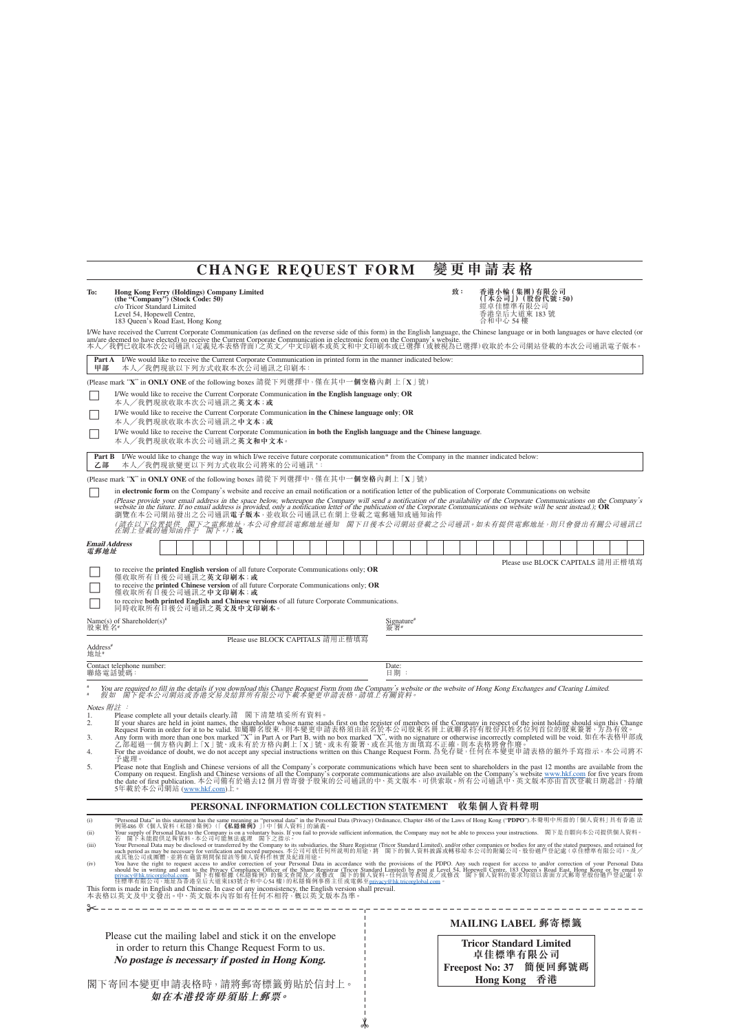# CHANGE REQUEST FORM 變更申請表格

**To:** **Hong Kong Ferry (Holdings) Company Limited (the "Company") (Stock Code: 50)**
c/o Tricor Standard Limited
Level 54, Hopewell Centre,
183 Queen's Road East, Hong Kong

**致：** **香港小輪(集團)有限公司 (「本公司」)(股份代號：50)**
經卓佳標準有限公司
香港皇后大道東183號
合和中心54樓

I/We have received the Current Corporate Communication (as defined on the reverse side of this form) in the English language, the Chinese language or in both languages or have elected (or am/are deemed to have elected) to receive the Current Corporate Communication in electronic form on the Company's website.
本人╱我們已收取本次公司通訊(定義見本表格背面)之英文╱中文印刷本或英文和中文印刷本或已選擇(或被視為已選擇)收取於本公司網站登載的本次公司通訊電子版本。

**Part A 甲部** I/We would like to receive the Current Corporate Communication in printed form in the manner indicated below:
本人╱我們現欲以下列方式收取本次公司通訊之印刷本：

(Please mark "**X**" in **ONLY ONE** of the following boxes 請從下列選擇中，僅在其中**一個空格**內劃上「**X**」號)

☐ I/We would like to receive the Current Corporate Communication **in the English language only**; **OR**
本人╱我們現欲收取本次公司通訊之**英文本**；**或**

☐ I/We would like to receive the Current Corporate Communication **in the Chinese language only**; **OR**
本人╱我們現欲收取本次公司通訊之**中文本**；**或**

☐ I/We would like to receive the Current Corporate Communication **in both the English language and the Chinese language**.
本人╱我們現欲收取本次公司通訊之**英文和中文本**。

**Part B 乙部** I/We would like to change the way in which I/we receive future corporate communication* from the Company in the manner indicated below:
本人╱我們現欲變更以下列方式收取本公司將來的公司通訊*：

(Please mark "**X**" in **ONLY ONE** of the following boxes 請從下列選擇中，僅在其中**一個空格**內劃上「**X**」號)

☐ in **electronic form** on the Company's website and receive an email notification or a notification letter of the publication of Corporate Communications on website
*(Please provide your email address in the space below, whereupon the Company will send a notification of the availability of the Corporate Communications on the Company's website in the future. If no email address is provided, only a notification letter of the publication of the Corporate Communications on website will be sent instead.)*; **OR**
瀏覽在本公司網站發出之公司通訊**電子版本**，並收取公司通訊已在網上登載之電郵通知或通知函件
*(請在以下位置提供 閣下之電郵地址，本公司會經該電郵地址通知 閣下日後本公司網站登載之公司通訊。如未有提供電郵地址，則只會發出有關公司通訊已在網上登載的通知函件予 閣下。)*；**或**

***Email Address 電郵地址*** ______________________________

Please use BLOCK CAPITALS 請用正楷填寫

☐ to receive the **printed English version** of all future Corporate Communications only; **OR**
僅收取所有日後公司通訊之**英文印刷本**；**或**

☐ to receive the **printed Chinese version** of all future Corporate Communications only; **OR**
僅收取所有日後公司通訊之**中文印刷本**；**或**

☐ to receive **both printed English and Chinese versions** of all future Corporate Communications.
同時收取所有日後公司通訊之**英文及中文印刷本**。

Name(s) of Shareholder(s)# 股東姓名# ______________________ Signature# 簽署# ______________________

Please use BLOCK CAPITALS 請用正楷填寫

Address# 地址# ______________________

Contact telephone number: 聯絡電話號碼： ______________________ Date: 日期： ______________________

\# *You are required to fill in the details if you download this Change Request Form from the Company's website or the website of Hong Kong Exchanges and Clearing Limited.*
\# *假如 閣下從本公司網站或香港交易及結算所有限公司下載本變更申請表格，請填上有關資料。*

*Notes 附註：*

1. Please complete all your details clearly. 請 閣下清楚填妥所有資料。
2. If your shares are held in joint names, the shareholder whose name stands first on the register of members of the Company in respect of the joint holding should sign this Change Request Form in order for it to be valid. 如屬聯名股東，則本變更申請表格須由該名於本公司股東名冊上就聯名持有股份其姓名位列首位的股東簽署，方為有效。
3. Any form with more than one box marked "X" in Part A or Part B, with no box marked "X", with no signature or otherwise incorrectly completed will be void. 如在本表格甲部或乙部超過一個方格內劃上「X」號、或未有於方格內劃上「X」號、或未有簽署、或在其他方面填寫不正確，則本表格將會作廢。
4. For the avoidance of doubt, we do not accept any special instructions written on this Change Request Form. 為免存疑，任何在本變更申請表格的額外手寫指示，本公司將不予處理。
5. Please note that English and Chinese versions of all the Company's corporate communications which have been sent to shareholders in the past 12 months are available from the Company on request. English and Chinese versions of all the Company's corporate communications are also available on the Company's website www.hkf.com for five years from the date of first publication. 本公司備有於過去12個月曾寄發予股東的公司通訊的中、英文版本，可供索取。所有公司通訊中、英文版本亦由首次登載日期起計，持續5年載於本公司網站(www.hkf.com)上。

## PERSONAL INFORMATION COLLECTION STATEMENT 收集個人資料聲明

(i) "Personal Data" in this statement has the same meaning as "personal data" in the Personal Data (Privacy) Ordinance, Chapter 486 of the Laws of Hong Kong ("**PDPO**"). 本聲明中所指的「個人資料」具有香港法例第486章《個人資料(私隱)條例》(「**《私隱條例》**」)中「個人資料」的涵義。

(ii) Your supply of Personal Data to the Company is on a voluntary basis. If you fail to provide sufficient information, the Company may not be able to process your instructions. 閣下是自願向本公司提供個人資料。若 閣下未能提供足夠資料，本公司可能無法處理 閣下之指示。

(iii) Your Personal Data may be disclosed or transferred by the Company to its subsidiaries, the Share Registrar (Tricor Standard Limited), and/or other companies or bodies for any of the stated purposes, and retained for such period as may be necessary for verification and record purposes. 本公司可就任何所說明的用途，將 閣下的個人資料披露或轉移給本公司的附屬公司、股份過戶登記處(卓佳標準有限公司)、及╱或其他公司或團體，並將在適當期間保留該等個人資料作核實及紀錄用途。

(iv) You have the right to request access to and/or correction of your Personal Data in accordance with the provisions of the PDPO. Any such request for access to and/or correction of your Personal Data should be in writing and sent to the Privacy Compliance Officer of the Share Registrar (Tricor Standard Limited) by post at Level 54, Hopewell Centre, 183 Queen's Road East, Hong Kong or by email to privacy@hk.tricorglobal.com. 閣下有權根據《私隱條例》的條文查閱及╱或修改 閣下的個人資料。任何該等查閱及╱或修改 閣下個人資料的要求均須以書面方式郵寄至股份過戶登記處(卓佳標準有限公司，地址為香港皇后大道東183號合和中心54樓)的私隱條例事務主任或電郵至privacy@hk.tricorglobal.com。

This form is made in English and Chinese. In case of any inconsistency, the English version shall prevail.
本表格以英文及中文發出。中、英文版本內容如有任何不相符，概以英文版本為準。

---

Please cut the mailing label and stick it on the envelope in order to return this Change Request Form to us.
***No postage is necessary if posted in Hong Kong.***

閣下寄回本變更申請表格時，請將郵寄標籤剪貼於信封上。
***如在本港投寄毋須貼上郵票。***

**MAILING LABEL 郵寄標籤**

**Tricor Standard Limited**
**卓佳標準有限公司**
**Freepost No: 37 簡便回郵號碼**
**Hong Kong 香港**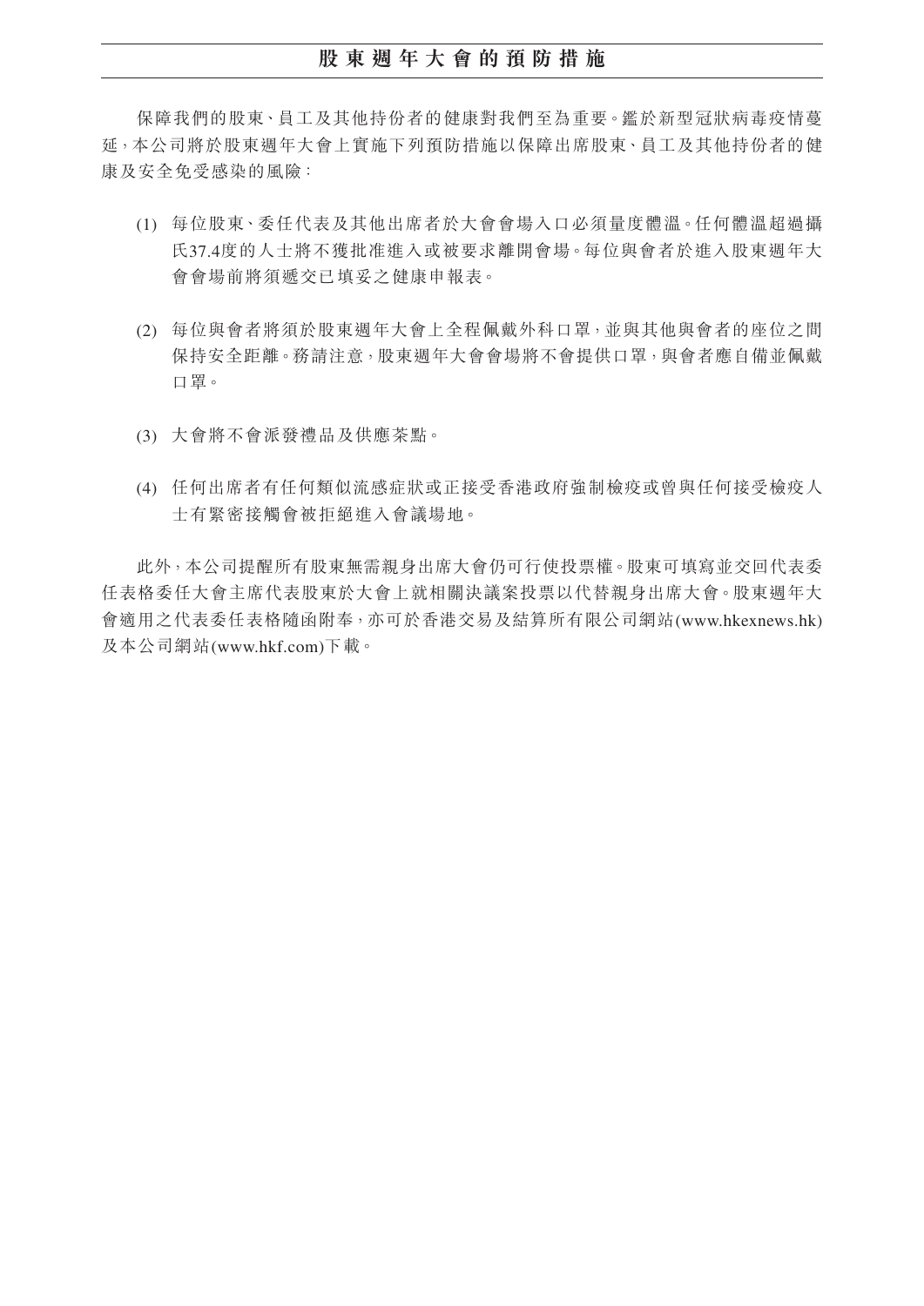# 股東週年大會的預防措施

保障我們的股東、員工及其他持份者的健康對我們至為重要。鑑於新型冠狀病毒疫情蔓延，本公司將於股東週年大會上實施下列預防措施以保障出席股東、員工及其他持份者的健康及安全免受感染的風險：

(1) 每位股東、委任代表及其他出席者於大會會場入口必須量度體溫。任何體溫超過攝氏37.4度的人士將不獲批准進入或被要求離開會場。每位與會者於進入股東週年大會會場前將須遞交已填妥之健康申報表。

(2) 每位與會者將須於股東週年大會上全程佩戴外科口罩，並與其他與會者的座位之間保持安全距離。務請注意，股東週年大會會場將不會提供口罩，與會者應自備並佩戴口罩。

(3) 大會將不會派發禮品及供應茶點。

(4) 任何出席者有任何類似流感症狀或正接受香港政府強制檢疫或曾與任何接受檢疫人士有緊密接觸會被拒絕進入會議場地。

此外，本公司提醒所有股東無需親身出席大會仍可行使投票權。股東可填寫並交回代表委任表格委任大會主席代表股東於大會上就相關決議案投票以代替親身出席大會。股東週年大會適用之代表委任表格隨函附奉，亦可於香港交易及結算所有限公司網站(www.hkexnews.hk)及本公司網站(www.hkf.com)下載。